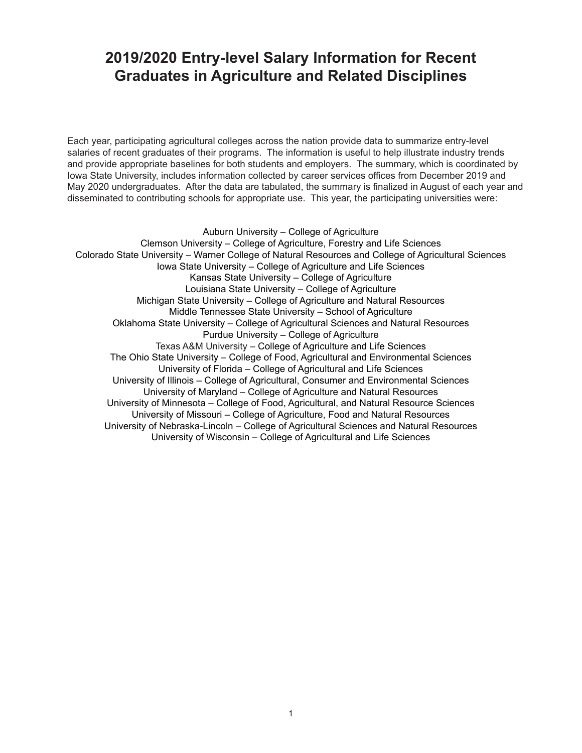# 2019/2020 Entry-level Salary Information for Recent Graduates in Agriculture and Related Disciplines

Each year, participating agricultural colleges across the nation provide data to summarize entry-level salaries of recent graduates of their programs. The information is useful to help illustrate industry trends and provide appropriate baselines for both students and employers. The summary, which is coordinated by Iowa State University, includes information collected by career services offices from December 2019 and May 2020 undergraduates. After the data are tabulated, the summary is finalized in August of each year and disseminated to contributing schools for appropriate use. This year, the participating universities were:

Auburn University – College of Agriculture
Clemson University – College of Agriculture, Forestry and Life Sciences
Colorado State University – Warner College of Natural Resources and College of Agricultural Sciences
Iowa State University – College of Agriculture and Life Sciences
Kansas State University – College of Agriculture
Louisiana State University – College of Agriculture
Michigan State University – College of Agriculture and Natural Resources
Middle Tennessee State University – School of Agriculture
Oklahoma State University – College of Agricultural Sciences and Natural Resources
Purdue University – College of Agriculture
Texas A&M University – College of Agriculture and Life Sciences
The Ohio State University – College of Food, Agricultural and Environmental Sciences
University of Florida – College of Agricultural and Life Sciences
University of Illinois – College of Agricultural, Consumer and Environmental Sciences
University of Maryland – College of Agriculture and Natural Resources
University of Minnesota – College of Food, Agricultural, and Natural Resource Sciences
University of Missouri – College of Agriculture, Food and Natural Resources
University of Nebraska-Lincoln – College of Agricultural Sciences and Natural Resources
University of Wisconsin – College of Agricultural and Life Sciences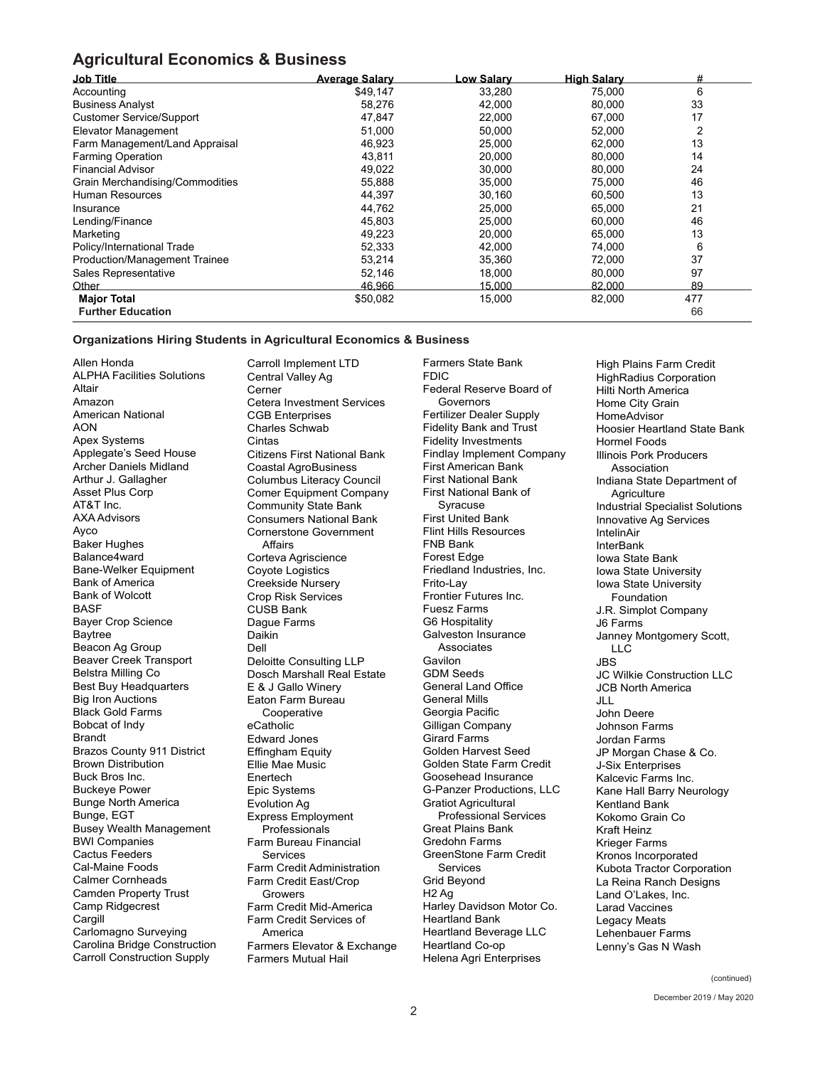## Agricultural Economics & Business

| Job Title | Average Salary | Low Salary | High Salary | # |
|---|---|---|---|---|
| Accounting | $49,147 | 33,280 | 75,000 | 6 |
| Business Analyst | 58,276 | 42,000 | 80,000 | 33 |
| Customer Service/Support | 47,847 | 22,000 | 67,000 | 17 |
| Elevator Management | 51,000 | 50,000 | 52,000 | 2 |
| Farm Management/Land Appraisal | 46,923 | 25,000 | 62,000 | 13 |
| Farming Operation | 43,811 | 20,000 | 80,000 | 14 |
| Financial Advisor | 49,022 | 30,000 | 80,000 | 24 |
| Grain Merchandising/Commodities | 55,888 | 35,000 | 75,000 | 46 |
| Human Resources | 44,397 | 30,160 | 60,500 | 13 |
| Insurance | 44,762 | 25,000 | 65,000 | 21 |
| Lending/Finance | 45,803 | 25,000 | 60,000 | 46 |
| Marketing | 49,223 | 20,000 | 65,000 | 13 |
| Policy/International Trade | 52,333 | 42,000 | 74,000 | 6 |
| Production/Management Trainee | 53,214 | 35,360 | 72,000 | 37 |
| Sales Representative | 52,146 | 18,000 | 80,000 | 97 |
| Other | 46,966 | 15,000 | 82,000 | 89 |
| **Major Total** | $50,082 | 15,000 | 82,000 | 477 |
| **Further Education** | | | | 66 |

### Organizations Hiring Students in Agricultural Economics & Business

Allen Honda
ALPHA Facilities Solutions
Altair
Amazon
American National
AON
Apex Systems
Applegate's Seed House
Archer Daniels Midland
Arthur J. Gallagher
Asset Plus Corp
AT&T Inc.
AXA Advisors
Ayco
Baker Hughes
Balance4ward
Bane-Welker Equipment
Bank of America
Bank of Wolcott
BASF
Bayer Crop Science
Baytree
Beacon Ag Group
Beaver Creek Transport
Belstra Milling Co
Best Buy Headquarters
Big Iron Auctions
Black Gold Farms
Bobcat of Indy
Brandt
Brazos County 911 District
Brown Distribution
Buck Bros Inc.
Buckeye Power
Bunge North America
Bunge, EGT
Busey Wealth Management
BWI Companies
Cactus Feeders
Cal-Maine Foods
Calmer Cornheads
Camden Property Trust
Camp Ridgecrest
Cargill
Carlomagno Surveying
Carolina Bridge Construction
Carroll Construction Supply
Carroll Implement LTD
Central Valley Ag
Cerner
Cetera Investment Services
CGB Enterprises
Charles Schwab
Cintas
Citizens First National Bank
Coastal AgroBusiness
Columbus Literacy Council
Comer Equipment Company
Community State Bank
Consumers National Bank
Cornerstone Government Affairs
Corteva Agriscience
Coyote Logistics
Creekside Nursery
Crop Risk Services
CUSB Bank
Dague Farms
Daikin
Dell
Deloitte Consulting LLP
Dosch Marshall Real Estate
E & J Gallo Winery
Eaton Farm Bureau Cooperative
eCatholic
Edward Jones
Effingham Equity
Ellie Mae Music
Enertech
Epic Systems
Evolution Ag
Express Employment Professionals
Farm Bureau Financial Services
Farm Credit Administration
Farm Credit East/Crop Growers
Farm Credit Mid-America
Farm Credit Services of America
Farmers Elevator & Exchange
Farmers Mutual Hail
Farmers State Bank
FDIC
Federal Reserve Board of Governors
Fertilizer Dealer Supply
Fidelity Bank and Trust
Fidelity Investments
Findlay Implement Company
First American Bank
First National Bank
First National Bank of Syracuse
First United Bank
Flint Hills Resources
FNB Bank
Forest Edge
Friedland Industries, Inc.
Frito-Lay
Frontier Futures Inc.
Fuesz Farms
G6 Hospitality
Galveston Insurance Associates
Gavilon
GDM Seeds
General Land Office
General Mills
Georgia Pacific
Gilligan Company
Girard Farms
Golden Harvest Seed
Golden State Farm Credit
Goosehead Insurance
G-Panzer Productions, LLC
Gratiot Agricultural Professional Services
Great Plains Bank
Gredohn Farms
GreenStone Farm Credit Services
Grid Beyond
H2 Ag
Harley Davidson Motor Co.
Heartland Bank
Heartland Beverage LLC
Heartland Co-op
Helena Agri Enterprises
High Plains Farm Credit
HighRadius Corporation
Hilti North America
Home City Grain
HomeAdvisor
Hoosier Heartland State Bank
Hormel Foods
Illinois Pork Producers Association
Indiana State Department of Agriculture
Industrial Specialist Solutions
Innovative Ag Services
IntelinAir
InterBank
Iowa State Bank
Iowa State University
Iowa State University Foundation
J.R. Simplot Company
J6 Farms
Janney Montgomery Scott, LLC
JBS
JC Wilkie Construction LLC
JCB North America
JLL
John Deere
Johnson Farms
Jordan Farms
JP Morgan Chase & Co.
J-Six Enterprises
Kalcevic Farms Inc.
Kane Hall Barry Neurology
Kentland Bank
Kokomo Grain Co
Kraft Heinz
Krieger Farms
Kronos Incorporated
Kubota Tractor Corporation
La Reina Ranch Designs
Land O'Lakes, Inc.
Larad Vaccines
Legacy Meats
Lehenbauer Farms
Lenny's Gas N Wash

(continued)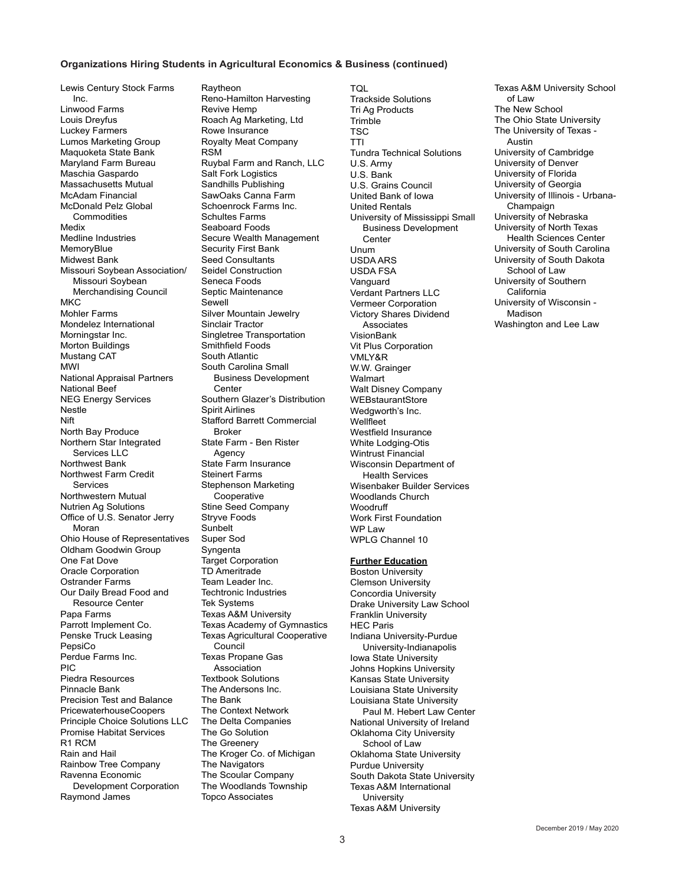**Organizations Hiring Students in Agricultural Economics & Business (continued)**

Lewis Century Stock Farms Inc.
Linwood Farms
Louis Dreyfus
Luckey Farmers
Lumos Marketing Group
Maquoketa State Bank
Maryland Farm Bureau
Maschia Gaspardo
Massachusetts Mutual
McAdam Financial
McDonald Pelz Global Commodities
Medix
Medline Industries
MemoryBlue
Midwest Bank
Missouri Soybean Association/ Missouri Soybean Merchandising Council
MKC
Mohler Farms
Mondelez International
Morningstar Inc.
Morton Buildings
Mustang CAT
MWI
National Appraisal Partners
National Beef
NEG Energy Services
Nestle
Nift
North Bay Produce
Northern Star Integrated Services LLC
Northwest Bank
Northwest Farm Credit Services
Northwestern Mutual
Nutrien Ag Solutions
Office of U.S. Senator Jerry Moran
Ohio House of Representatives
Oldham Goodwin Group
One Fat Dove
Oracle Corporation
Ostrander Farms
Our Daily Bread Food and Resource Center
Papa Farms
Parrott Implement Co.
Penske Truck Leasing
PepsiCo
Perdue Farms Inc.
PIC
Piedra Resources
Pinnacle Bank
Precision Test and Balance
PricewaterhouseCoopers
Principle Choice Solutions LLC
Promise Habitat Services
R1 RCM
Rain and Hail
Rainbow Tree Company
Ravenna Economic Development Corporation
Raymond James
Raytheon
Reno-Hamilton Harvesting
Revive Hemp
Roach Ag Marketing, Ltd
Rowe Insurance
Royalty Meat Company
RSM
Ruybal Farm and Ranch, LLC
Salt Fork Logistics
Sandhills Publishing
SawOaks Canna Farm
Schoenrock Farms Inc.
Schultes Farms
Seaboard Foods
Secure Wealth Management
Security First Bank
Seed Consultants
Seidel Construction
Seneca Foods
Septic Maintenance
Sewell
Silver Mountain Jewelry
Sinclair Tractor
Singletree Transportation
Smithfield Foods
South Atlantic
South Carolina Small Business Development Center
Southern Glazer's Distribution
Spirit Airlines
Stafford Barrett Commercial Broker
State Farm - Ben Rister Agency
State Farm Insurance
Steinert Farms
Stephenson Marketing Cooperative
Stine Seed Company
Stryve Foods
Sunbelt
Super Sod
Syngenta
Target Corporation
TD Ameritrade
Team Leader Inc.
Techtronic Industries
Tek Systems
Texas A&M University
Texas Academy of Gymnastics
Texas Agricultural Cooperative Council
Texas Propane Gas Association
Textbook Solutions
The Andersons Inc.
The Bank
The Context Network
The Delta Companies
The Go Solution
The Greenery
The Kroger Co. of Michigan
The Navigators
The Scoular Company
The Woodlands Township
Topco Associates
TQL
Trackside Solutions
Tri Ag Products
Trimble
TSC
TTI
Tundra Technical Solutions
U.S. Army
U.S. Bank
U.S. Grains Council
United Bank of Iowa
United Rentals
University of Mississippi Small Business Development Center
Unum
USDA ARS
USDA FSA
Vanguard
Verdant Partners LLC
Vermeer Corporation
Victory Shares Dividend Associates
VisionBank
Vit Plus Corporation
VMLY&R
W.W. Grainger
Walmart
Walt Disney Company
WEBstaurantStore
Wedgworth's Inc.
Wellfleet
Westfield Insurance
White Lodging-Otis
Wintrust Financial
Wisconsin Department of Health Services
Wisenbaker Builder Services
Woodlands Church
Woodruff
Work First Foundation
WP Law
WPLG Channel 10

**Further Education**

Boston University
Clemson University
Concordia University
Drake University Law School
Franklin University
HEC Paris
Indiana University-Purdue University-Indianapolis
Iowa State University
Johns Hopkins University
Kansas State University
Louisiana State University
Louisiana State University Paul M. Hebert Law Center
National University of Ireland
Oklahoma City University School of Law
Oklahoma State University
Purdue University
South Dakota State University
Texas A&M International University
Texas A&M University
Texas A&M University School of Law
The New School
The Ohio State University
The University of Texas - Austin
University of Cambridge
University of Denver
University of Florida
University of Georgia
University of Illinois - Urbana-Champaign
University of Nebraska
University of North Texas Health Sciences Center
University of South Carolina
University of South Dakota School of Law
University of Southern California
University of Wisconsin - Madison
Washington and Lee Law

December 2019 / May 2020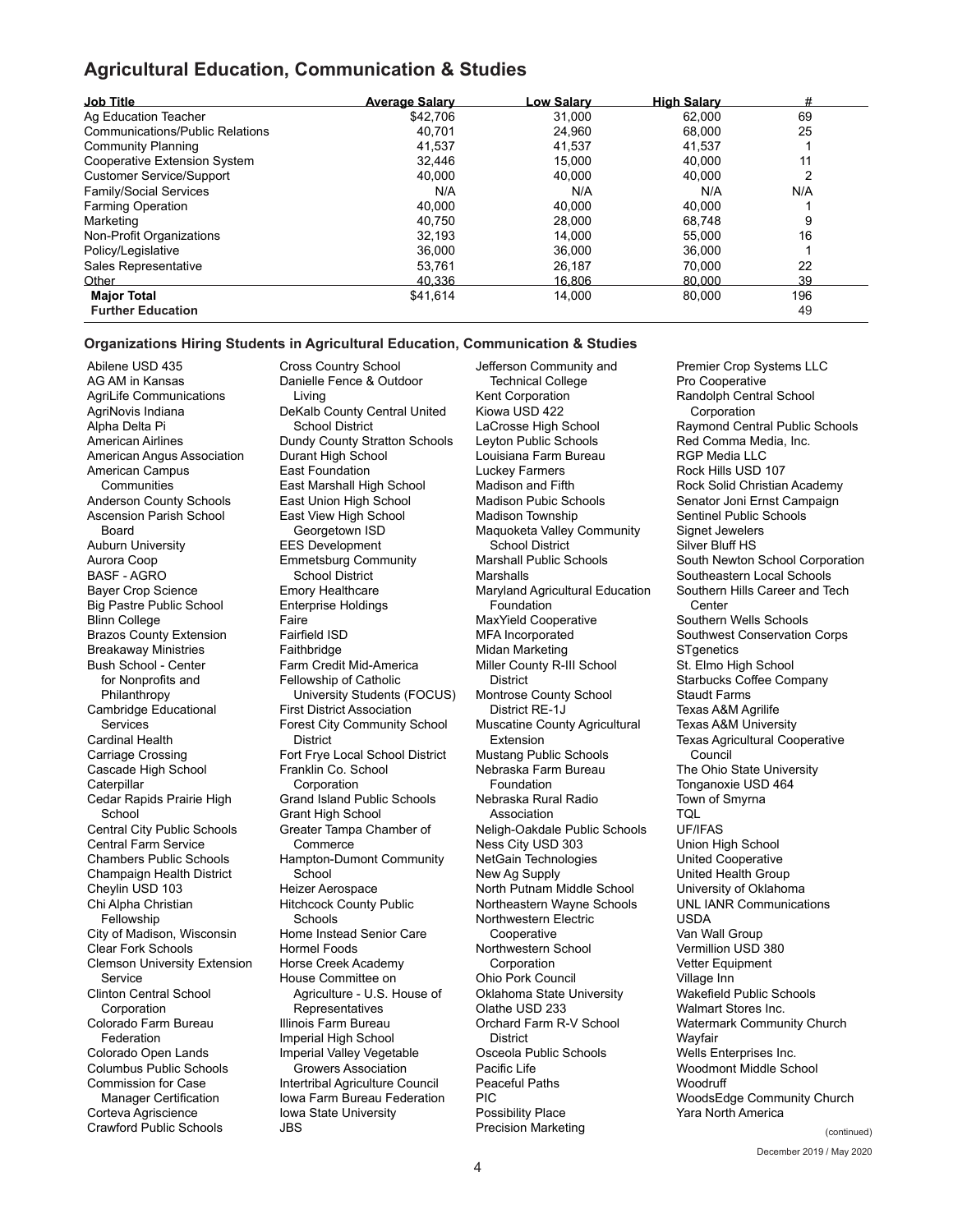## Agricultural Education, Communication & Studies

| Job Title | Average Salary | Low Salary | High Salary | # |
|---|---|---|---|---|
| Ag Education Teacher | $42,706 | 31,000 | 62,000 | 69 |
| Communications/Public Relations | 40,701 | 24,960 | 68,000 | 25 |
| Community Planning | 41,537 | 41,537 | 41,537 | 1 |
| Cooperative Extension System | 32,446 | 15,000 | 40,000 | 11 |
| Customer Service/Support | 40,000 | 40,000 | 40,000 | 2 |
| Family/Social Services | N/A | N/A | N/A | N/A |
| Farming Operation | 40,000 | 40,000 | 40,000 | 1 |
| Marketing | 40,750 | 28,000 | 68,748 | 9 |
| Non-Profit Organizations | 32,193 | 14,000 | 55,000 | 16 |
| Policy/Legislative | 36,000 | 36,000 | 36,000 | 1 |
| Sales Representative | 53,761 | 26,187 | 70,000 | 22 |
| Other | 40,336 | 16,806 | 80,000 | 39 |
| **Major Total** | $41,614 | 14,000 | 80,000 | 196 |
| **Further Education** | | | | 49 |

### Organizations Hiring Students in Agricultural Education, Communication & Studies

Abilene USD 435
AG AM in Kansas
AgriLife Communications
AgriNovis Indiana
Alpha Delta Pi
American Airlines
American Angus Association
American Campus Communities
Anderson County Schools
Ascension Parish School Board
Auburn University
Aurora Coop
BASF - AGRO
Bayer Crop Science
Big Pastre Public School
Blinn College
Brazos County Extension
Breakaway Ministries
Bush School - Center for Nonprofits and Philanthropy
Cambridge Educational Services
Cardinal Health
Carriage Crossing
Cascade High School
Caterpillar
Cedar Rapids Prairie High School
Central City Public Schools
Central Farm Service
Chambers Public Schools
Champaign Health District
Cheylin USD 103
Chi Alpha Christian Fellowship
City of Madison, Wisconsin
Clear Fork Schools
Clemson University Extension Service
Clinton Central School Corporation
Colorado Farm Bureau Federation
Colorado Open Lands
Columbus Public Schools
Commission for Case Manager Certification
Corteva Agriscience
Crawford Public Schools
Cross Country School
Danielle Fence & Outdoor Living
DeKalb County Central United School District
Dundy County Stratton Schools
Durant High School
East Foundation
East Marshall High School
East Union High School
East View High School Georgetown ISD
EES Development
Emmetsburg Community School District
Emory Healthcare
Enterprise Holdings
Faire
Fairfield ISD
Faithbridge
Farm Credit Mid-America
Fellowship of Catholic University Students (FOCUS)
First District Association
Forest City Community School District
Fort Frye Local School District
Franklin Co. School Corporation
Grand Island Public Schools
Grant High School
Greater Tampa Chamber of Commerce
Hampton-Dumont Community School
Heizer Aerospace
Hitchcock County Public Schools
Home Instead Senior Care
Hormel Foods
Horse Creek Academy
House Committee on Agriculture - U.S. House of Representatives
Illinois Farm Bureau
Imperial High School
Imperial Valley Vegetable Growers Association
Intertribal Agriculture Council
Iowa Farm Bureau Federation
Iowa State University
JBS
Jefferson Community and Technical College
Kent Corporation
Kiowa USD 422
LaCrosse High School
Leyton Public Schools
Louisiana Farm Bureau
Luckey Farmers
Madison and Fifth
Madison Pubic Schools
Madison Township
Maquoketa Valley Community School District
Marshall Public Schools
Marshalls
Maryland Agricultural Education Foundation
MaxYield Cooperative
MFA Incorporated
Midan Marketing
Miller County R-III School District
Montrose County School District RE-1J
Muscatine County Agricultural Extension
Mustang Public Schools
Nebraska Farm Bureau Foundation
Nebraska Rural Radio Association
Neligh-Oakdale Public Schools
Ness City USD 303
NetGain Technologies
New Ag Supply
North Putnam Middle School
Northeastern Wayne Schools
Northwestern Electric Cooperative
Northwestern School Corporation
Ohio Pork Council
Oklahoma State University
Olathe USD 233
Orchard Farm R-V School District
Osceola Public Schools
Pacific Life
Peaceful Paths
PIC
Possibility Place
Precision Marketing
Premier Crop Systems LLC
Pro Cooperative
Randolph Central School Corporation
Raymond Central Public Schools
Red Comma Media, Inc.
RGP Media LLC
Rock Hills USD 107
Rock Solid Christian Academy
Senator Joni Ernst Campaign
Sentinel Public Schools
Signet Jewelers
Silver Bluff HS
South Newton School Corporation
Southeastern Local Schools
Southern Hills Career and Tech Center
Southern Wells Schools
Southwest Conservation Corps
STgenetics
St. Elmo High School
Starbucks Coffee Company
Staudt Farms
Texas A&M Agrilife
Texas A&M University
Texas Agricultural Cooperative Council
The Ohio State University
Tonganoxie USD 464
Town of Smyrna
TQL
UF/IFAS
Union High School
United Cooperative
United Health Group
University of Oklahoma
UNL IANR Communications
USDA
Van Wall Group
Vermillion USD 380
Vetter Equipment
Village Inn
Wakefield Public Schools
Walmart Stores Inc.
Watermark Community Church
Wayfair
Wells Enterprises Inc.
Woodmont Middle School
Woodruff
WoodsEdge Community Church
Yara North America

(continued)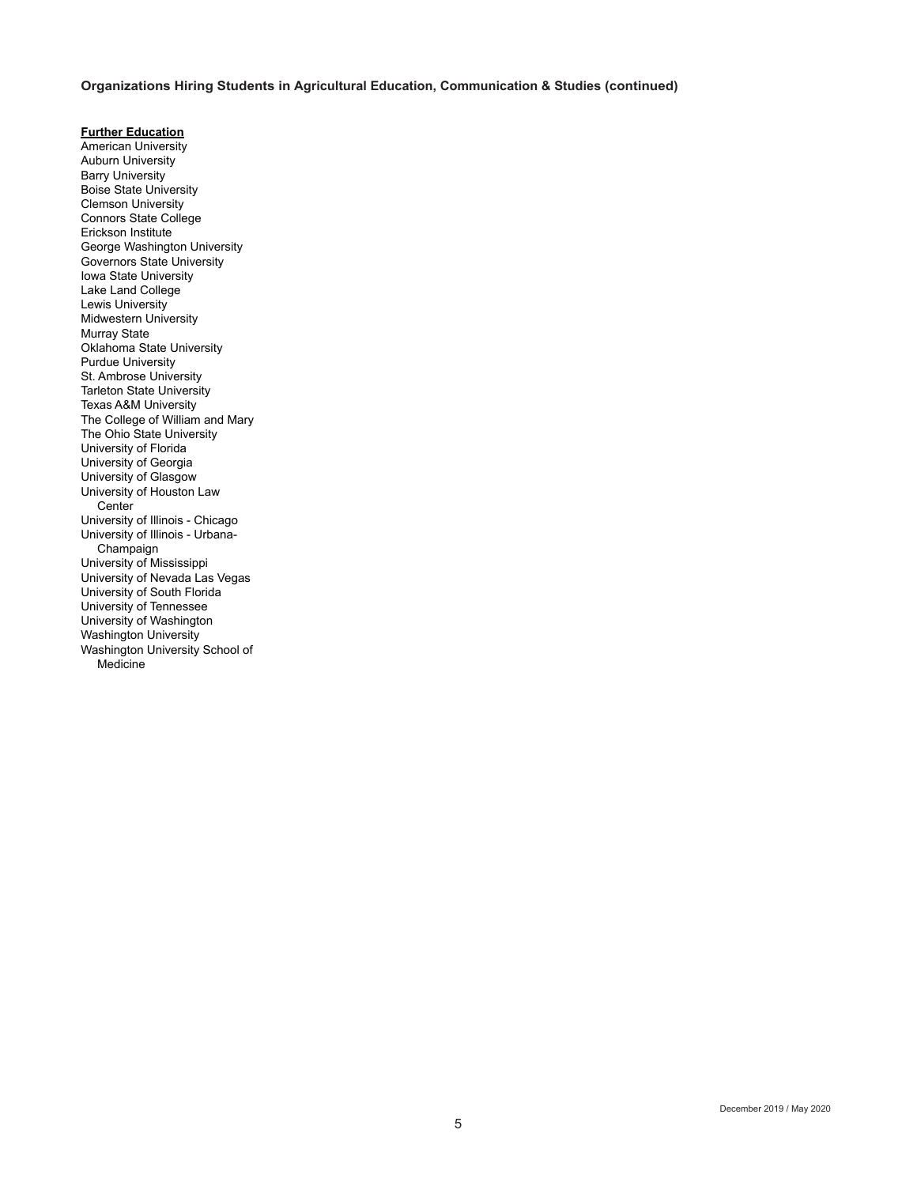**Organizations Hiring Students in Agricultural Education, Communication & Studies (continued)**

**Further Education**

American University
Auburn University
Barry University
Boise State University
Clemson University
Connors State College
Erickson Institute
George Washington University
Governors State University
Iowa State University
Lake Land College
Lewis University
Midwestern University
Murray State
Oklahoma State University
Purdue University
St. Ambrose University
Tarleton State University
Texas A&M University
The College of William and Mary
The Ohio State University
University of Florida
University of Georgia
University of Glasgow
University of Houston Law Center
University of Illinois - Chicago
University of Illinois - Urbana-Champaign
University of Mississippi
University of Nevada Las Vegas
University of South Florida
University of Tennessee
University of Washington
Washington University
Washington University School of Medicine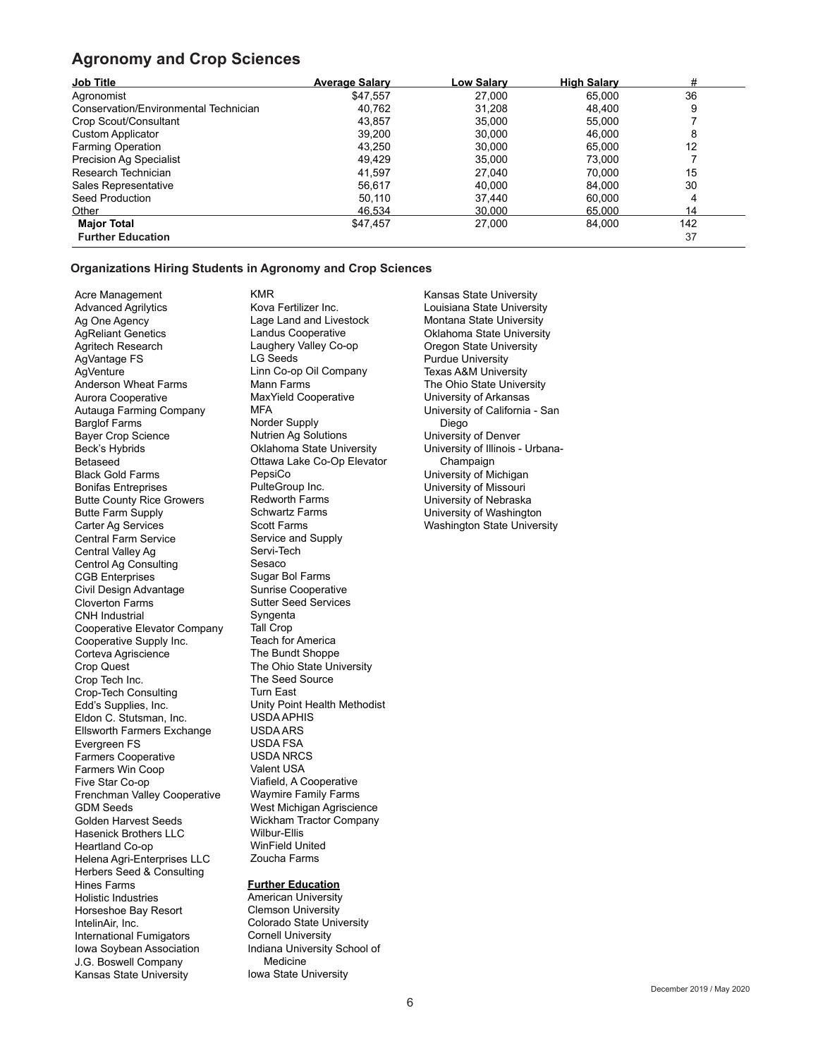## Agronomy and Crop Sciences

| Job Title | Average Salary | Low Salary | High Salary | # |
|---|---|---|---|---|
| Agronomist | $47,557 | 27,000 | 65,000 | 36 |
| Conservation/Environmental Technician | 40,762 | 31,208 | 48,400 | 9 |
| Crop Scout/Consultant | 43,857 | 35,000 | 55,000 | 7 |
| Custom Applicator | 39,200 | 30,000 | 46,000 | 8 |
| Farming Operation | 43,250 | 30,000 | 65,000 | 12 |
| Precision Ag Specialist | 49,429 | 35,000 | 73,000 | 7 |
| Research Technician | 41,597 | 27,040 | 70,000 | 15 |
| Sales Representative | 56,617 | 40,000 | 84,000 | 30 |
| Seed Production | 50,110 | 37,440 | 60,000 | 4 |
| Other | 46,534 | 30,000 | 65,000 | 14 |
| **Major Total** | $47,457 | 27,000 | 84,000 | 142 |
| **Further Education** | | | | 37 |

### Organizations Hiring Students in Agronomy and Crop Sciences

Acre Management
Advanced Agrilytics
Ag One Agency
AgReliant Genetics
Agritech Research
AgVantage FS
AgVenture
Anderson Wheat Farms
Aurora Cooperative
Autauga Farming Company
Barglof Farms
Bayer Crop Science
Beck's Hybrids
Betaseed
Black Gold Farms
Bonifas Entreprises
Butte County Rice Growers
Butte Farm Supply
Carter Ag Services
Central Farm Service
Central Valley Ag
Centrol Ag Consulting
CGB Enterprises
Civil Design Advantage
Cloverton Farms
CNH Industrial
Cooperative Elevator Company
Cooperative Supply Inc.
Corteva Agriscience
Crop Quest
Crop Tech Inc.
Crop-Tech Consulting
Edd's Supplies, Inc.
Eldon C. Stutsman, Inc.
Ellsworth Farmers Exchange
Evergreen FS
Farmers Cooperative
Farmers Win Coop
Five Star Co-op
Frenchman Valley Cooperative
GDM Seeds
Golden Harvest Seeds
Hasenick Brothers LLC
Heartland Co-op
Helena Agri-Enterprises LLC
Herbers Seed & Consulting
Hines Farms
Holistic Industries
Horseshoe Bay Resort
IntelinAir, Inc.
International Fumigators
Iowa Soybean Association
J.G. Boswell Company
Kansas State University
KMR
Kova Fertilizer Inc.
Lage Land and Livestock
Landus Cooperative
Laughery Valley Co-op
LG Seeds
Linn Co-op Oil Company
Mann Farms
MaxYield Cooperative
MFA
Norder Supply
Nutrien Ag Solutions
Oklahoma State University
Ottawa Lake Co-Op Elevator
PepsiCo
PulteGroup Inc.
Redworth Farms
Schwartz Farms
Scott Farms
Service and Supply
Servi-Tech
Sesaco
Sugar Bol Farms
Sunrise Cooperative
Sutter Seed Services
Syngenta
Tall Crop
Teach for America
The Bundt Shoppe
The Ohio State University
The Seed Source
Turn East
Unity Point Health Methodist
USDA APHIS
USDA ARS
USDA FSA
USDA NRCS
Valent USA
Viafield, A Cooperative
Waymire Family Farms
West Michigan Agriscience
Wickham Tractor Company
Wilbur-Ellis
WinField United
Zoucha Farms

**Further Education**

American University
Clemson University
Colorado State University
Cornell University
Indiana University School of Medicine
Iowa State University
Kansas State University
Louisiana State University
Montana State University
Oklahoma State University
Oregon State University
Purdue University
Texas A&M University
The Ohio State University
University of Arkansas
University of California - San Diego
University of Denver
University of Illinois - Urbana-Champaign
University of Michigan
University of Missouri
University of Nebraska
University of Washington
Washington State University

December 2019 / May 2020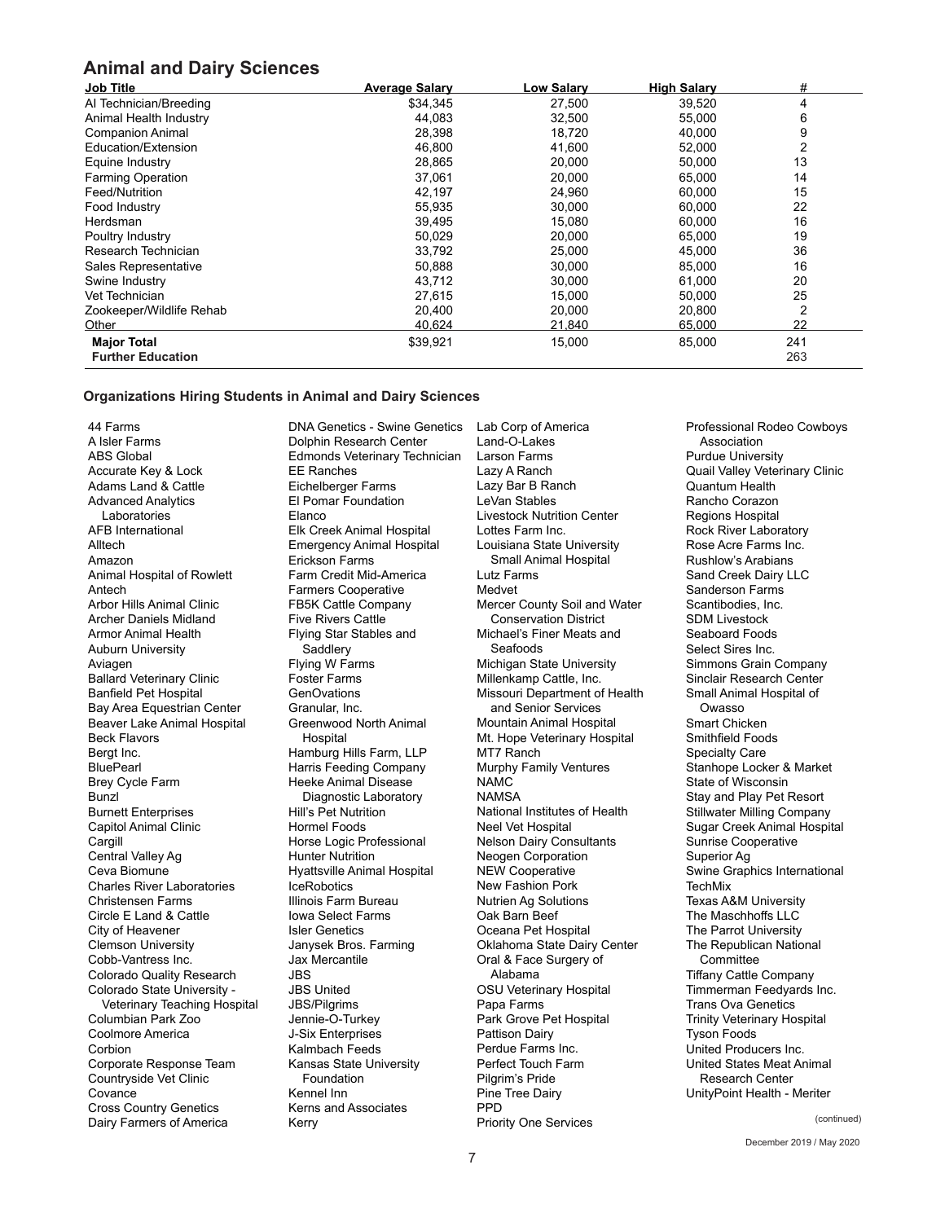## Animal and Dairy Sciences

| Job Title | Average Salary | Low Salary | High Salary | # |
|---|---|---|---|---|
| AI Technician/Breeding | $34,345 | 27,500 | 39,520 | 4 |
| Animal Health Industry | 44,083 | 32,500 | 55,000 | 6 |
| Companion Animal | 28,398 | 18,720 | 40,000 | 9 |
| Education/Extension | 46,800 | 41,600 | 52,000 | 2 |
| Equine Industry | 28,865 | 20,000 | 50,000 | 13 |
| Farming Operation | 37,061 | 20,000 | 65,000 | 14 |
| Feed/Nutrition | 42,197 | 24,960 | 60,000 | 15 |
| Food Industry | 55,935 | 30,000 | 60,000 | 22 |
| Herdsman | 39,495 | 15,080 | 60,000 | 16 |
| Poultry Industry | 50,029 | 20,000 | 65,000 | 19 |
| Research Technician | 33,792 | 25,000 | 45,000 | 36 |
| Sales Representative | 50,888 | 30,000 | 85,000 | 16 |
| Swine Industry | 43,712 | 30,000 | 61,000 | 20 |
| Vet Technician | 27,615 | 15,000 | 50,000 | 25 |
| Zookeeper/Wildlife Rehab | 20,400 | 20,000 | 20,800 | 2 |
| Other | 40,624 | 21,840 | 65,000 | 22 |
| **Major Total** | $39,921 | 15,000 | 85,000 | 241 |
| **Further Education** | | | | 263 |

### Organizations Hiring Students in Animal and Dairy Sciences

44 Farms
A Isler Farms
ABS Global
Accurate Key & Lock
Adams Land & Cattle
Advanced Analytics Laboratories
AFB International
Alltech
Amazon
Animal Hospital of Rowlett
Antech
Arbor Hills Animal Clinic
Archer Daniels Midland
Armor Animal Health
Auburn University
Aviagen
Ballard Veterinary Clinic
Banfield Pet Hospital
Bay Area Equestrian Center
Beaver Lake Animal Hospital
Beck Flavors
Bergt Inc.
BluePearl
Brey Cycle Farm
Bunzl
Burnett Enterprises
Capitol Animal Clinic
Cargill
Central Valley Ag
Ceva Biomune
Charles River Laboratories
Christensen Farms
Circle E Land & Cattle
City of Heavener
Clemson University
Cobb-Vantress Inc.
Colorado Quality Research
Colorado State University - Veterinary Teaching Hospital
Columbian Park Zoo
Coolmore America
Corbion
Corporate Response Team
Countryside Vet Clinic
Covance
Cross Country Genetics
Dairy Farmers of America
DNA Genetics - Swine Genetics
Dolphin Research Center
Edmonds Veterinary Technician
EE Ranches
Eichelberger Farms
El Pomar Foundation
Elanco
Elk Creek Animal Hospital
Emergency Animal Hospital
Erickson Farms
Farm Credit Mid-America
Farmers Cooperative
FB5K Cattle Company
Five Rivers Cattle
Flying Star Stables and Saddlery
Flying W Farms
Foster Farms
GenOvations
Granular, Inc.
Greenwood North Animal Hospital
Hamburg Hills Farm, LLP
Harris Feeding Company
Heeke Animal Disease Diagnostic Laboratory
Hill's Pet Nutrition
Hormel Foods
Horse Logic Professional
Hunter Nutrition
Hyattsville Animal Hospital
IceRobotics
Illinois Farm Bureau
Iowa Select Farms
Isler Genetics
Janysek Bros. Farming
Jax Mercantile
JBS
JBS United
JBS/Pilgrims
Jennie-O-Turkey
J-Six Enterprises
Kalmbach Feeds
Kansas State University Foundation
Kennel Inn
Kerns and Associates
Kerry
Lab Corp of America
Land-O-Lakes
Larson Farms
Lazy A Ranch
Lazy Bar B Ranch
LeVan Stables
Livestock Nutrition Center
Lottes Farm Inc.
Louisiana State University Small Animal Hospital
Lutz Farms
Medvet
Mercer County Soil and Water Conservation District
Michael's Finer Meats and Seafoods
Michigan State University
Millenkamp Cattle, Inc.
Missouri Department of Health and Senior Services
Mountain Animal Hospital
Mt. Hope Veterinary Hospital
MT7 Ranch
Murphy Family Ventures
NAMC
NAMSA
National Institutes of Health
Neel Vet Hospital
Nelson Dairy Consultants
Neogen Corporation
NEW Cooperative
New Fashion Pork
Nutrien Ag Solutions
Oak Barn Beef
Oceana Pet Hospital
Oklahoma State Dairy Center
Oral & Face Surgery of Alabama
OSU Veterinary Hospital
Papa Farms
Park Grove Pet Hospital
Pattison Dairy
Perdue Farms Inc.
Perfect Touch Farm
Pilgrim's Pride
Pine Tree Dairy
PPD
Priority One Services
Professional Rodeo Cowboys Association
Purdue University
Quail Valley Veterinary Clinic
Quantum Health
Rancho Corazon
Regions Hospital
Rock River Laboratory
Rose Acre Farms Inc.
Rushlow's Arabians
Sand Creek Dairy LLC
Sanderson Farms
Scantibodies, Inc.
SDM Livestock
Seaboard Foods
Select Sires Inc.
Simmons Grain Company
Sinclair Research Center
Small Animal Hospital of Owasso
Smart Chicken
Smithfield Foods
Specialty Care
Stanhope Locker & Market
State of Wisconsin
Stay and Play Pet Resort
Stillwater Milling Company
Sugar Creek Animal Hospital
Sunrise Cooperative
Superior Ag
Swine Graphics International
TechMix
Texas A&M University
The Maschhoffs LLC
The Parrot University
The Republican National Committee
Tiffany Cattle Company
Timmerman Feedyards Inc.
Trans Ova Genetics
Trinity Veterinary Hospital
Tyson Foods
United Producers Inc.
United States Meat Animal Research Center
UnityPoint Health - Meriter

(continued)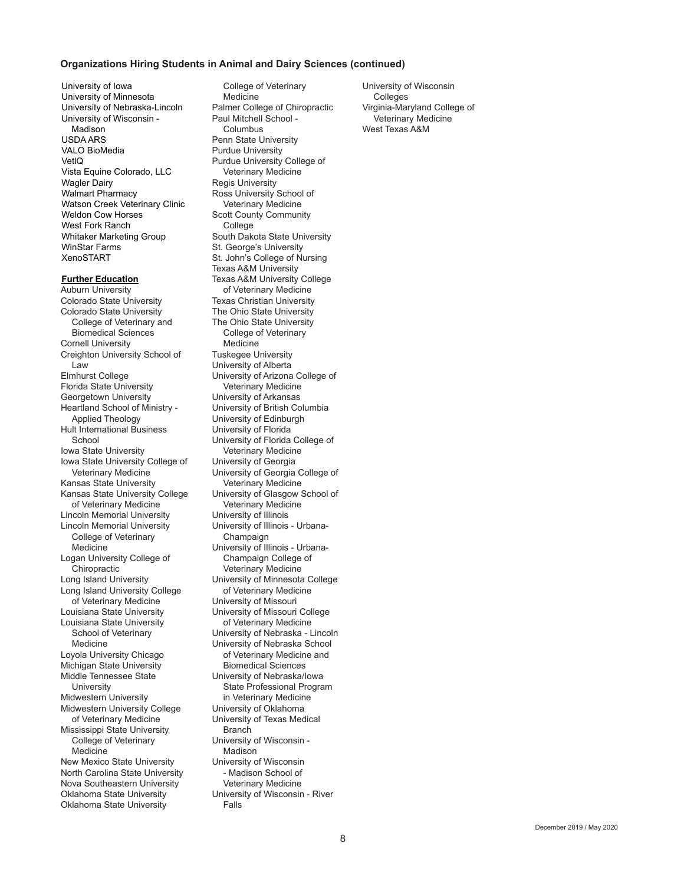### Organizations Hiring Students in Animal and Dairy Sciences (continued)

University of Iowa
University of Minnesota
University of Nebraska-Lincoln
University of Wisconsin - Madison
USDA ARS
VALO BioMedia
VetIQ
Vista Equine Colorado, LLC
Wagler Dairy
Walmart Pharmacy
Watson Creek Veterinary Clinic
Weldon Cow Horses
West Fork Ranch
Whitaker Marketing Group
WinStar Farms
XenoSTART

**Further Education**

Auburn University
Colorado State University
Colorado State University College of Veterinary and Biomedical Sciences
Cornell University
Creighton University School of Law
Elmhurst College
Florida State University
Georgetown University
Heartland School of Ministry - Applied Theology
Hult International Business School
Iowa State University
Iowa State University College of Veterinary Medicine
Kansas State University
Kansas State University College of Veterinary Medicine
Lincoln Memorial University
Lincoln Memorial University College of Veterinary Medicine
Logan University College of Chiropractic
Long Island University
Long Island University College of Veterinary Medicine
Louisiana State University
Louisiana State University School of Veterinary Medicine
Loyola University Chicago
Michigan State University
Middle Tennessee State University
Midwestern University
Midwestern University College of Veterinary Medicine
Mississippi State University College of Veterinary Medicine
New Mexico State University
North Carolina State University
Nova Southeastern University
Oklahoma State University
Oklahoma State University College of Veterinary Medicine
Palmer College of Chiropractic
Paul Mitchell School - Columbus
Penn State University
Purdue University
Purdue University College of Veterinary Medicine
Regis University
Ross University School of Veterinary Medicine
Scott County Community College
South Dakota State University
St. George's University
St. John's College of Nursing
Texas A&M University
Texas A&M University College of Veterinary Medicine
Texas Christian University
The Ohio State University
The Ohio State University College of Veterinary Medicine
Tuskegee University
University of Alberta
University of Arizona College of Veterinary Medicine
University of Arkansas
University of British Columbia
University of Edinburgh
University of Florida
University of Florida College of Veterinary Medicine
University of Georgia
University of Georgia College of Veterinary Medicine
University of Glasgow School of Veterinary Medicine
University of Illinois
University of Illinois - Urbana-Champaign
University of Illinois - Urbana-Champaign College of Veterinary Medicine
University of Minnesota College of Veterinary Medicine
University of Missouri
University of Missouri College of Veterinary Medicine
University of Nebraska - Lincoln
University of Nebraska School of Veterinary Medicine and Biomedical Sciences
University of Nebraska/Iowa State Professional Program in Veterinary Medicine
University of Oklahoma
University of Texas Medical Branch
University of Wisconsin - Madison
University of Wisconsin - Madison School of Veterinary Medicine
University of Wisconsin - River Falls
University of Wisconsin Colleges
Virginia-Maryland College of Veterinary Medicine
West Texas A&M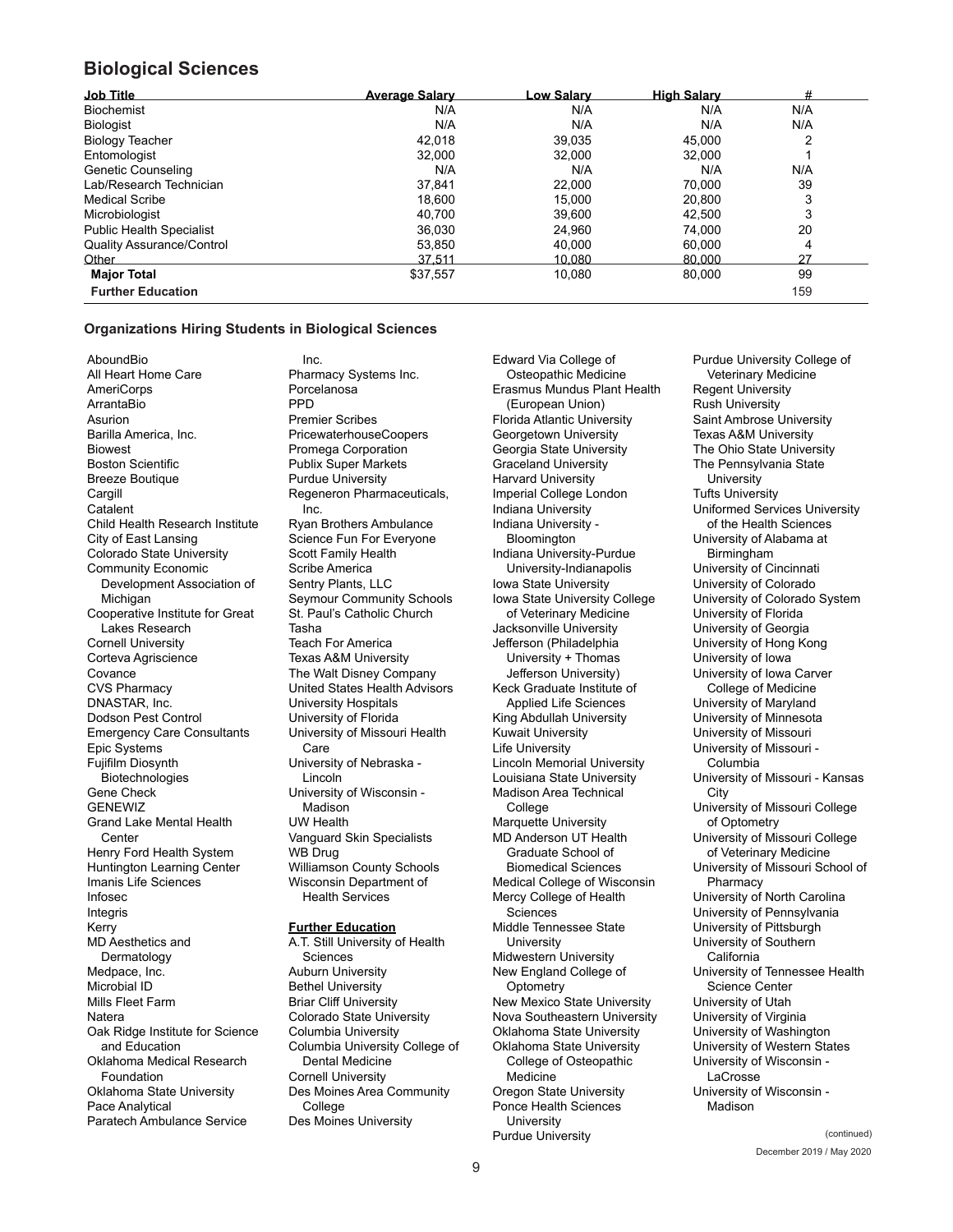## Biological Sciences

| Job Title | Average Salary | Low Salary | High Salary | # |
|---|---|---|---|---|
| Biochemist | N/A | N/A | N/A | N/A |
| Biologist | N/A | N/A | N/A | N/A |
| Biology Teacher | 42,018 | 39,035 | 45,000 | 2 |
| Entomologist | 32,000 | 32,000 | 32,000 | 1 |
| Genetic Counseling | N/A | N/A | N/A | N/A |
| Lab/Research Technician | 37,841 | 22,000 | 70,000 | 39 |
| Medical Scribe | 18,600 | 15,000 | 20,800 | 3 |
| Microbiologist | 40,700 | 39,600 | 42,500 | 3 |
| Public Health Specialist | 36,030 | 24,960 | 74,000 | 20 |
| Quality Assurance/Control | 53,850 | 40,000 | 60,000 | 4 |
| Other | 37,511 | 10,080 | 80,000 | 27 |
| **Major Total** | $37,557 | 10,080 | 80,000 | 99 |
| **Further Education** | | | | 159 |

### Organizations Hiring Students in Biological Sciences

AboundBio
All Heart Home Care
AmeriCorps
ArrantaBio
Asurion
Barilla America, Inc.
Biowest
Boston Scientific
Breeze Boutique
Cargill
Catalent
Child Health Research Institute
City of East Lansing
Colorado State University
Community Economic Development Association of Michigan
Cooperative Institute for Great Lakes Research
Cornell University
Corteva Agriscience
Covance
CVS Pharmacy
DNASTAR, Inc.
Dodson Pest Control
Emergency Care Consultants
Epic Systems
Fujifilm Diosynth Biotechnologies
Gene Check
GENEWIZ
Grand Lake Mental Health Center
Henry Ford Health System
Huntington Learning Center
Imanis Life Sciences
Infosec
Integris
Kerry
MD Aesthetics and Dermatology
Medpace, Inc.
Microbial ID
Mills Fleet Farm
Natera
Oak Ridge Institute for Science and Education
Oklahoma Medical Research Foundation
Oklahoma State University
Pace Analytical
Paratech Ambulance Service Inc.
Pharmacy Systems Inc.
Porcelanosa
PPD
Premier Scribes
PricewaterhouseCoopers
Promega Corporation
Publix Super Markets
Purdue University
Regeneron Pharmaceuticals, Inc.
Ryan Brothers Ambulance
Science Fun For Everyone
Scott Family Health
Scribe America
Sentry Plants, LLC
Seymour Community Schools
St. Paul's Catholic Church
Tasha
Teach For America
Texas A&M University
The Walt Disney Company
United States Health Advisors
University Hospitals
University of Florida
University of Missouri Health Care
University of Nebraska - Lincoln
University of Wisconsin - Madison
UW Health
Vanguard Skin Specialists
WB Drug
Williamson County Schools
Wisconsin Department of Health Services

**Further Education**

A.T. Still University of Health Sciences
Auburn University
Bethel University
Briar Cliff University
Colorado State University
Columbia University
Columbia University College of Dental Medicine
Cornell University
Des Moines Area Community College
Des Moines University
Edward Via College of Osteopathic Medicine
Erasmus Mundus Plant Health (European Union)
Florida Atlantic University
Georgetown University
Georgia State University
Graceland University
Harvard University
Imperial College London
Indiana University
Indiana University - Bloomington
Indiana University-Purdue University-Indianapolis
Iowa State University
Iowa State University College of Veterinary Medicine
Jacksonville University
Jefferson (Philadelphia University + Thomas Jefferson University)
Keck Graduate Institute of Applied Life Sciences
King Abdullah University
Kuwait University
Life University
Lincoln Memorial University
Louisiana State University
Madison Area Technical College
Marquette University
MD Anderson UT Health Graduate School of Biomedical Sciences
Medical College of Wisconsin
Mercy College of Health Sciences
Middle Tennessee State University
Midwestern University
New England College of Optometry
New Mexico State University
Nova Southeastern University
Oklahoma State University
Oklahoma State University College of Osteopathic Medicine
Oregon State University
Ponce Health Sciences University
Purdue University
Purdue University College of Veterinary Medicine
Regent University
Rush University
Saint Ambrose University
Texas A&M University
The Ohio State University
The Pennsylvania State University
Tufts University
Uniformed Services University of the Health Sciences
University of Alabama at Birmingham
University of Cincinnati
University of Colorado
University of Colorado System
University of Florida
University of Georgia
University of Hong Kong
University of Iowa
University of Iowa Carver College of Medicine
University of Maryland
University of Minnesota
University of Missouri
University of Missouri - Columbia
University of Missouri - Kansas City
University of Missouri College of Optometry
University of Missouri College of Veterinary Medicine
University of Missouri School of Pharmacy
University of North Carolina
University of Pennsylvania
University of Pittsburgh
University of Southern California
University of Tennessee Health Science Center
University of Utah
University of Virginia
University of Washington
University of Western States
University of Wisconsin - LaCrosse
University of Wisconsin - Madison

(continued)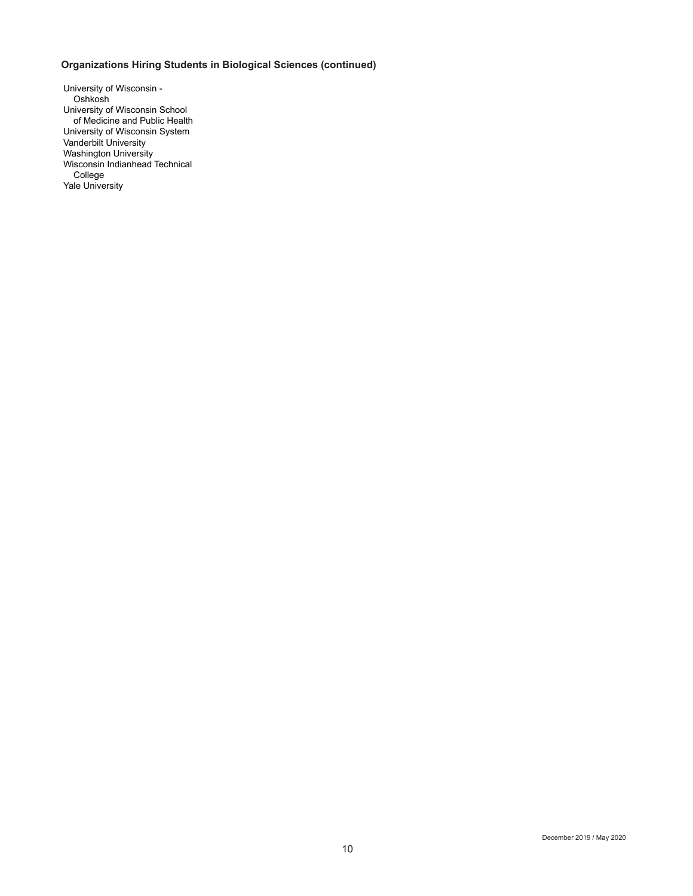### Organizations Hiring Students in Biological Sciences (continued)

University of Wisconsin - Oshkosh
University of Wisconsin School of Medicine and Public Health
University of Wisconsin System
Vanderbilt University
Washington University
Wisconsin Indianhead Technical College
Yale University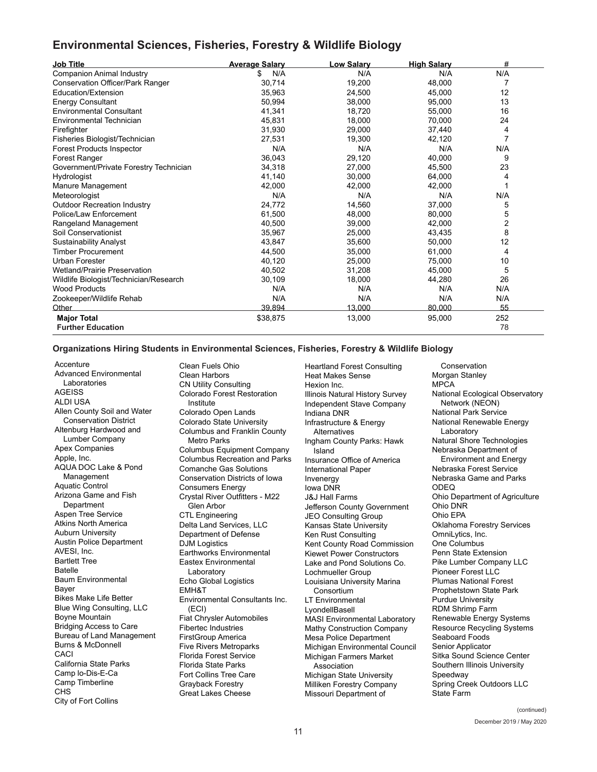## Environmental Sciences, Fisheries, Forestry & Wildlife Biology

| Job Title | Average Salary | Low Salary | High Salary | # |
|---|---|---|---|---|
| Companion Animal Industry | $ N/A | N/A | N/A | N/A |
| Conservation Officer/Park Ranger | 30,714 | 19,200 | 48,000 | 7 |
| Education/Extension | 35,963 | 24,500 | 45,000 | 12 |
| Energy Consultant | 50,994 | 38,000 | 95,000 | 13 |
| Environmental Consultant | 41,341 | 18,720 | 55,000 | 16 |
| Environmental Technician | 45,831 | 18,000 | 70,000 | 24 |
| Firefighter | 31,930 | 29,000 | 37,440 | 4 |
| Fisheries Biologist/Technician | 27,531 | 19,300 | 42,120 | 7 |
| Forest Products Inspector | N/A | N/A | N/A | N/A |
| Forest Ranger | 36,043 | 29,120 | 40,000 | 9 |
| Government/Private Forestry Technician | 34,318 | 27,000 | 45,500 | 23 |
| Hydrologist | 41,140 | 30,000 | 64,000 | 4 |
| Manure Management | 42,000 | 42,000 | 42,000 | 1 |
| Meteorologist | N/A | N/A | N/A | N/A |
| Outdoor Recreation Industry | 24,772 | 14,560 | 37,000 | 5 |
| Police/Law Enforcement | 61,500 | 48,000 | 80,000 | 5 |
| Rangeland Management | 40,500 | 39,000 | 42,000 | 2 |
| Soil Conservationist | 35,967 | 25,000 | 43,435 | 8 |
| Sustainability Analyst | 43,847 | 35,600 | 50,000 | 12 |
| Timber Procurement | 44,500 | 35,000 | 61,000 | 4 |
| Urban Forester | 40,120 | 25,000 | 75,000 | 10 |
| Wetland/Prairie Preservation | 40,502 | 31,208 | 45,000 | 5 |
| Wildlife Biologist/Technician/Research | 30,109 | 18,000 | 44,280 | 26 |
| Wood Products | N/A | N/A | N/A | N/A |
| Zookeeper/Wildlife Rehab | N/A | N/A | N/A | N/A |
| Other | 39,894 | 13,000 | 80,000 | 55 |
| **Major Total** | $38,875 | 13,000 | 95,000 | 252 |
| **Further Education** | | | | 78 |

### Organizations Hiring Students in Environmental Sciences, Fisheries, Forestry & Wildlife Biology

Accenture
Advanced Environmental Laboratories
AGEISS
ALDI USA
Allen County Soil and Water Conservation District
Altenburg Hardwood and Lumber Company
Apex Companies
Apple, Inc.
AQUA DOC Lake & Pond Management
Aquatic Control
Arizona Game and Fish Department
Aspen Tree Service
Atkins North America
Auburn University
Austin Police Department
AVESI, Inc.
Bartlett Tree
Batelle
Baum Environmental
Bayer
Bikes Make Life Better
Blue Wing Consulting, LLC
Boyne Mountain
Bridging Access to Care
Bureau of Land Management
Burns & McDonnell
CACI
California State Parks
Camp Io-Dis-E-Ca
Camp Timberline
CHS
City of Fort Collins
Clean Fuels Ohio
Clean Harbors
CN Utility Consulting
Colorado Forest Restoration Institute
Colorado Open Lands
Colorado State University
Columbus and Franklin County Metro Parks
Columbus Equipment Company
Columbus Recreation and Parks
Comanche Gas Solutions
Conservation Districts of Iowa
Consumers Energy
Crystal River Outfitters - M22 Glen Arbor
CTL Engineering
Delta Land Services, LLC
Department of Defense
DJM Logistics
Earthworks Environmental
Eastex Environmental Laboratory
Echo Global Logistics
EMH&T
Environmental Consultants Inc. (ECI)
Fiat Chrysler Automobiles
Fibertec Industries
FirstGroup America
Five Rivers Metroparks
Florida Forest Service
Florida State Parks
Fort Collins Tree Care
Grayback Forestry
Great Lakes Cheese
Heartland Forest Consulting
Heat Makes Sense
Hexion Inc.
Illinois Natural History Survey
Independent Stave Company
Indiana DNR
Infrastructure & Energy Alternatives
Ingham County Parks: Hawk Island
Insurance Office of America
International Paper
Invenergy
Iowa DNR
J&J Hall Farms
Jefferson County Government
JEO Consulting Group
Kansas State University
Ken Rust Consulting
Kent County Road Commission
Kiewet Power Constructors
Lake and Pond Solutions Co.
Lochmueller Group
Louisiana University Marina Consortium
LT Environmental
LyondellBasell
MASI Environmental Laboratory
Mathy Construction Company
Mesa Police Department
Michigan Environmental Council
Michigan Farmers Market Association
Michigan State University
Milliken Forestry Company
Missouri Department of Conservation
Morgan Stanley
MPCA
National Ecological Observatory Network (NEON)
National Park Service
National Renewable Energy Laboratory
Natural Shore Technologies
Nebraska Department of Environment and Energy
Nebraska Forest Service
Nebraska Game and Parks
ODEQ
Ohio Department of Agriculture
Ohio DNR
Ohio EPA
Oklahoma Forestry Services
OmniLytics, Inc.
One Columbus
Penn State Extension
Pike Lumber Company LLC
Pioneer Forest LLC
Plumas National Forest
Prophetstown State Park
Purdue University
RDM Shrimp Farm
Renewable Energy Systems
Resource Recycling Systems
Seaboard Foods
Senior Applicator
Sitka Sound Science Center
Southern Illinois University
Speedway
Spring Creek Outdoors LLC
State Farm

(continued)

December 2019 / May 2020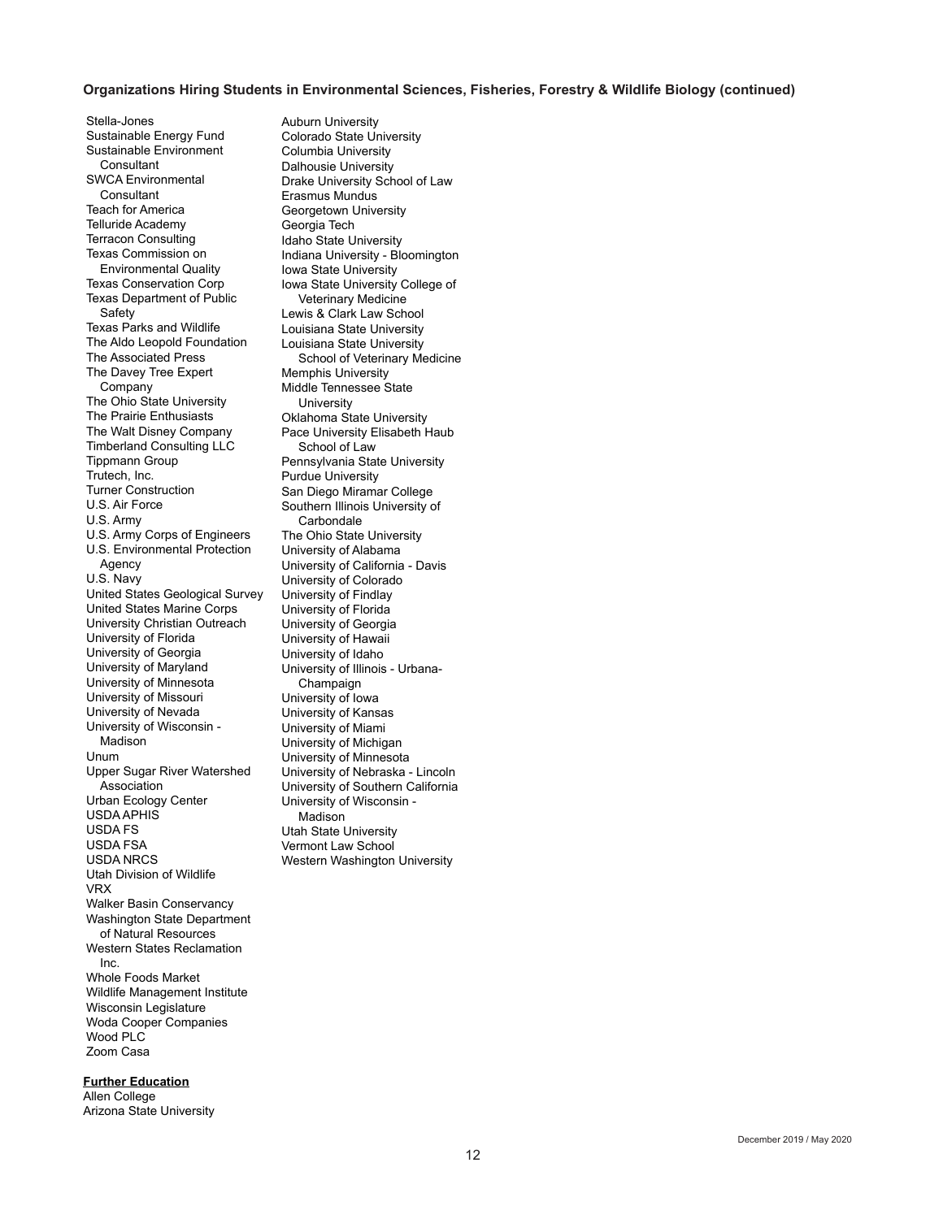### Organizations Hiring Students in Environmental Sciences, Fisheries, Forestry & Wildlife Biology (continued)

Stella-Jones
Sustainable Energy Fund
Sustainable Environment Consultant
SWCA Environmental Consultant
Teach for America
Telluride Academy
Terracon Consulting
Texas Commission on Environmental Quality
Texas Conservation Corp
Texas Department of Public Safety
Texas Parks and Wildlife
The Aldo Leopold Foundation
The Associated Press
The Davey Tree Expert Company
The Ohio State University
The Prairie Enthusiasts
The Walt Disney Company
Timberland Consulting LLC
Tippmann Group
Trutech, Inc.
Turner Construction
U.S. Air Force
U.S. Army
U.S. Army Corps of Engineers
U.S. Environmental Protection Agency
U.S. Navy
United States Geological Survey
United States Marine Corps
University Christian Outreach
University of Florida
University of Georgia
University of Maryland
University of Minnesota
University of Missouri
University of Nevada
University of Wisconsin - Madison
Unum
Upper Sugar River Watershed Association
Urban Ecology Center
USDA APHIS
USDA FS
USDA FSA
USDA NRCS
Utah Division of Wildlife
VRX
Walker Basin Conservancy
Washington State Department of Natural Resources
Western States Reclamation Inc.
Whole Foods Market
Wildlife Management Institute
Wisconsin Legislature
Woda Cooper Companies
Wood PLC
Zoom Casa

**Further Education**

Allen College
Arizona State University
Auburn University
Colorado State University
Columbia University
Dalhousie University
Drake University School of Law
Erasmus Mundus
Georgetown University
Georgia Tech
Idaho State University
Indiana University - Bloomington
Iowa State University
Iowa State University College of Veterinary Medicine
Lewis & Clark Law School
Louisiana State University
Louisiana State University School of Veterinary Medicine
Memphis University
Middle Tennessee State University
Oklahoma State University
Pace University Elisabeth Haub School of Law
Pennsylvania State University
Purdue University
San Diego Miramar College
Southern Illinois University of Carbondale
The Ohio State University
University of Alabama
University of California - Davis
University of Colorado
University of Findlay
University of Florida
University of Georgia
University of Hawaii
University of Idaho
University of Illinois - Urbana-Champaign
University of Iowa
University of Kansas
University of Miami
University of Michigan
University of Minnesota
University of Nebraska - Lincoln
University of Southern California
University of Wisconsin - Madison
Utah State University
Vermont Law School
Western Washington University

December 2019 / May 2020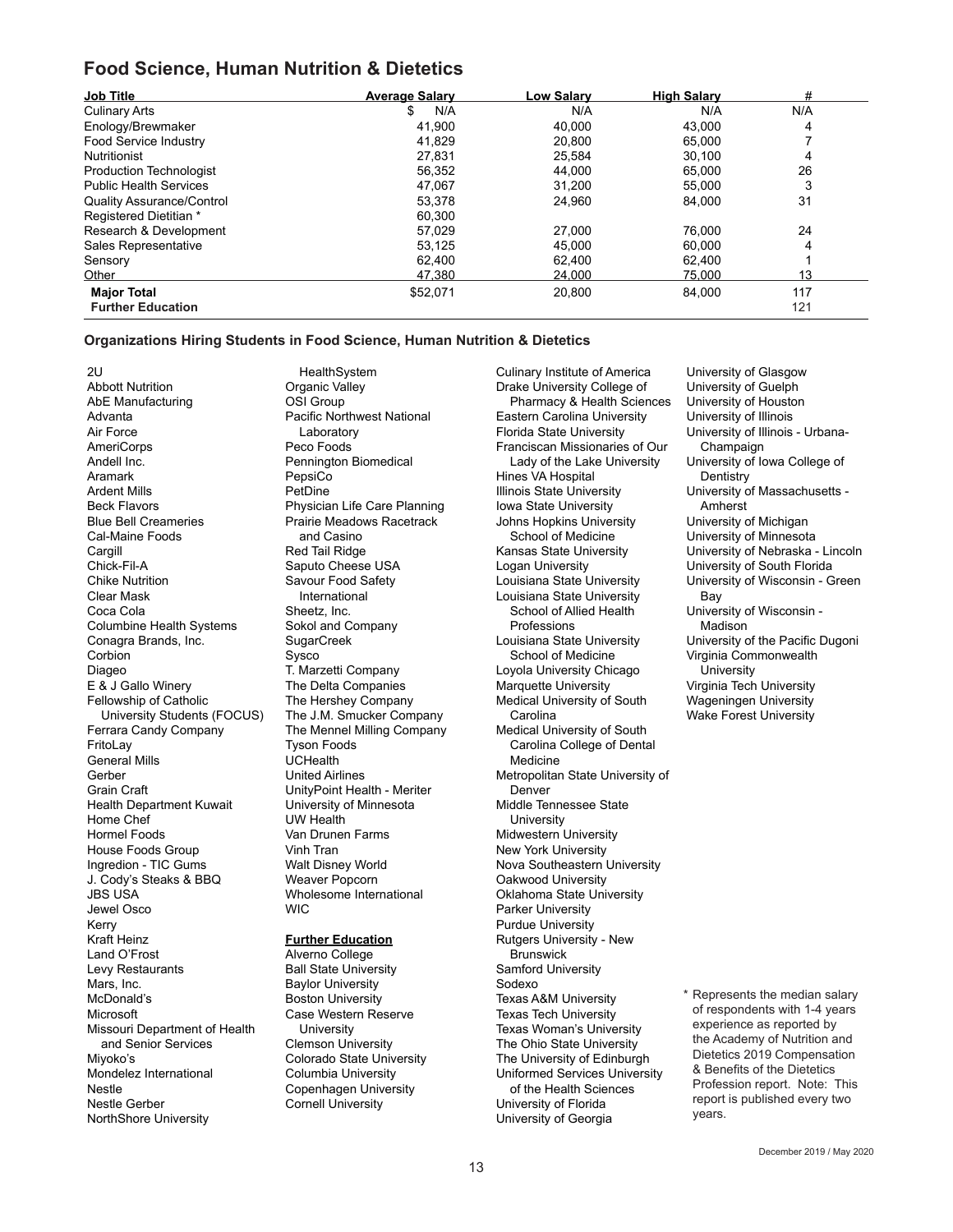## Food Science, Human Nutrition & Dietetics

| Job Title | Average Salary | Low Salary | High Salary | # |
|---|---|---|---|---|
| Culinary Arts | $ N/A | N/A | N/A | N/A |
| Enology/Brewmaker | 41,900 | 40,000 | 43,000 | 4 |
| Food Service Industry | 41,829 | 20,800 | 65,000 | 7 |
| Nutritionist | 27,831 | 25,584 | 30,100 | 4 |
| Production Technologist | 56,352 | 44,000 | 65,000 | 26 |
| Public Health Services | 47,067 | 31,200 | 55,000 | 3 |
| Quality Assurance/Control | 53,378 | 24,960 | 84,000 | 31 |
| Registered Dietitian * | 60,300 | | | |
| Research & Development | 57,029 | 27,000 | 76,000 | 24 |
| Sales Representative | 53,125 | 45,000 | 60,000 | 4 |
| Sensory | 62,400 | 62,400 | 62,400 | 1 |
| Other | 47,380 | 24,000 | 75,000 | 13 |
| **Major Total** | $52,071 | 20,800 | 84,000 | 117 |
| **Further Education** | | | | 121 |

### Organizations Hiring Students in Food Science, Human Nutrition & Dietetics

2U
Abbott Nutrition
AbE Manufacturing
Advanta
Air Force
AmeriCorps
Andell Inc.
Aramark
Ardent Mills
Beck Flavors
Blue Bell Creameries
Cal-Maine Foods
Cargill
Chick-Fil-A
Chike Nutrition
Clear Mask
Coca Cola
Columbine Health Systems
Conagra Brands, Inc.
Corbion
Diageo
E & J Gallo Winery
Fellowship of Catholic University Students (FOCUS)
Ferrara Candy Company
FritoLay
General Mills
Gerber
Grain Craft
Health Department Kuwait
Home Chef
Hormel Foods
House Foods Group
Ingredion - TIC Gums
J. Cody's Steaks & BBQ
JBS USA
Jewel Osco
Kerry
Kraft Heinz
Land O'Frost
Levy Restaurants
Mars, Inc.
McDonald's
Microsoft
Missouri Department of Health and Senior Services
Miyoko's
Mondelez International
Nestle
Nestle Gerber
NorthShore University HealthSystem
Organic Valley
OSI Group
Pacific Northwest National Laboratory
Peco Foods
Pennington Biomedical
PepsiCo
PetDine
Physician Life Care Planning
Prairie Meadows Racetrack and Casino
Red Tail Ridge
Saputo Cheese USA
Savour Food Safety International
Sheetz, Inc.
Sokol and Company
SugarCreek
Sysco
T. Marzetti Company
The Delta Companies
The Hershey Company
The J.M. Smucker Company
The Mennel Milling Company
Tyson Foods
UCHealth
United Airlines
UnityPoint Health - Meriter
University of Minnesota
UW Health
Van Drunen Farms
Vinh Tran
Walt Disney World
Weaver Popcorn
Wholesome International
WIC

**Further Education**

Alverno College
Ball State University
Baylor University
Boston University
Case Western Reserve University
Clemson University
Colorado State University
Columbia University
Copenhagen University
Cornell University
Culinary Institute of America
Drake University College of Pharmacy & Health Sciences
Eastern Carolina University
Florida State University
Franciscan Missionaries of Our Lady of the Lake University
Hines VA Hospital
Illinois State University
Iowa State University
Johns Hopkins University School of Medicine
Kansas State University
Logan University
Louisiana State University
Louisiana State University School of Allied Health Professions
Louisiana State University School of Medicine
Loyola University Chicago
Marquette University
Medical University of South Carolina
Medical University of South Carolina College of Dental Medicine
Metropolitan State University of Denver
Middle Tennessee State University
Midwestern University
New York University
Nova Southeastern University
Oakwood University
Oklahoma State University
Parker University
Purdue University
Rutgers University - New Brunswick
Samford University
Sodexo
Texas A&M University
Texas Tech University
Texas Woman's University
The Ohio State University
The University of Edinburgh
Uniformed Services University of the Health Sciences
University of Florida
University of Georgia
University of Glasgow
University of Guelph
University of Houston
University of Illinois
University of Illinois - Urbana-Champaign
University of Iowa College of Dentistry
University of Massachusetts - Amherst
University of Michigan
University of Minnesota
University of Nebraska - Lincoln
University of South Florida
University of Wisconsin - Green Bay
University of Wisconsin - Madison
University of the Pacific Dugoni
Virginia Commonwealth University
Virginia Tech University
Wageningen University
Wake Forest University

\* Represents the median salary of respondents with 1-4 years experience as reported by the Academy of Nutrition and Dietetics 2019 Compensation & Benefits of the Dietetics Profession report. Note: This report is published every two years.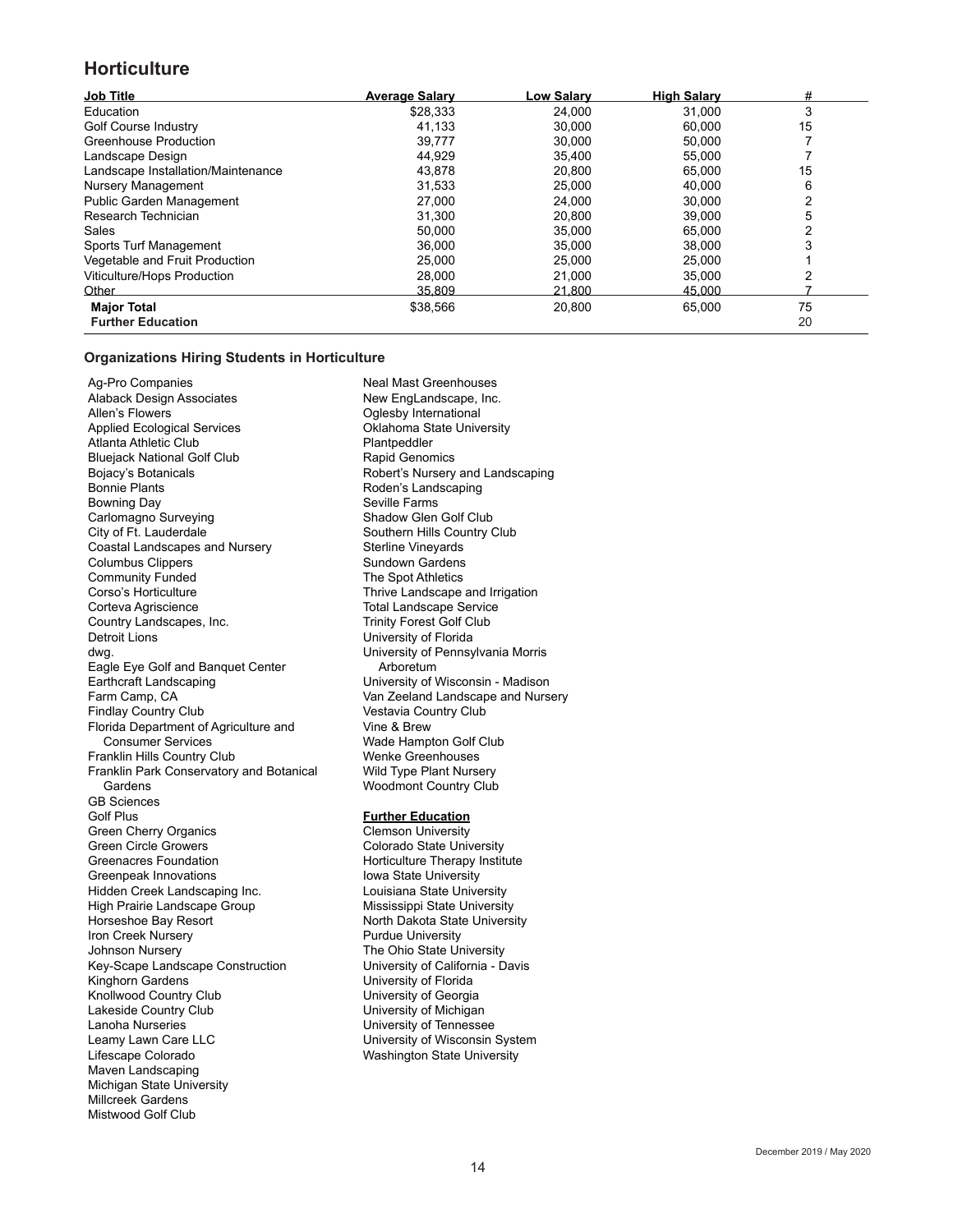## Horticulture

| Job Title | Average Salary | Low Salary | High Salary | # |
|---|---|---|---|---|
| Education | $28,333 | 24,000 | 31,000 | 3 |
| Golf Course Industry | 41,133 | 30,000 | 60,000 | 15 |
| Greenhouse Production | 39,777 | 30,000 | 50,000 | 7 |
| Landscape Design | 44,929 | 35,400 | 55,000 | 7 |
| Landscape Installation/Maintenance | 43,878 | 20,800 | 65,000 | 15 |
| Nursery Management | 31,533 | 25,000 | 40,000 | 6 |
| Public Garden Management | 27,000 | 24,000 | 30,000 | 2 |
| Research Technician | 31,300 | 20,800 | 39,000 | 5 |
| Sales | 50,000 | 35,000 | 65,000 | 2 |
| Sports Turf Management | 36,000 | 35,000 | 38,000 | 3 |
| Vegetable and Fruit Production | 25,000 | 25,000 | 25,000 | 1 |
| Viticulture/Hops Production | 28,000 | 21,000 | 35,000 | 2 |
| Other | 35,809 | 21,800 | 45,000 | 7 |
| **Major Total** | $38,566 | 20,800 | 65,000 | 75 |
| **Further Education** | | | | 20 |

### Organizations Hiring Students in Horticulture

Ag-Pro Companies
Alaback Design Associates
Allen's Flowers
Applied Ecological Services
Atlanta Athletic Club
Bluejack National Golf Club
Bojacy's Botanicals
Bonnie Plants
Bowning Day
Carlomagno Surveying
City of Ft. Lauderdale
Coastal Landscapes and Nursery
Columbus Clippers
Community Funded
Corso's Horticulture
Corteva Agriscience
Country Landscapes, Inc.
Detroit Lions
dwg.
Eagle Eye Golf and Banquet Center
Earthcraft Landscaping
Farm Camp, CA
Findlay Country Club
Florida Department of Agriculture and Consumer Services
Franklin Hills Country Club
Franklin Park Conservatory and Botanical Gardens
GB Sciences
Golf Plus
Green Cherry Organics
Green Circle Growers
Greenacres Foundation
Greenpeak Innovations
Hidden Creek Landscaping Inc.
High Prairie Landscape Group
Horseshoe Bay Resort
Iron Creek Nursery
Johnson Nursery
Key-Scape Landscape Construction
Kinghorn Gardens
Knollwood Country Club
Lakeside Country Club
Lanoha Nurseries
Leamy Lawn Care LLC
Lifescape Colorado
Maven Landscaping
Michigan State University
Millcreek Gardens
Mistwood Golf Club
Neal Mast Greenhouses
New EngLandscape, Inc.
Oglesby International
Oklahoma State University
Plantpeddler
Rapid Genomics
Robert's Nursery and Landscaping
Roden's Landscaping
Seville Farms
Shadow Glen Golf Club
Southern Hills Country Club
Sterline Vineyards
Sundown Gardens
The Spot Athletics
Thrive Landscape and Irrigation
Total Landscape Service
Trinity Forest Golf Club
University of Florida
University of Pennsylvania Morris Arboretum
University of Wisconsin - Madison
Van Zeeland Landscape and Nursery
Vestavia Country Club
Vine & Brew
Wade Hampton Golf Club
Wenke Greenhouses
Wild Type Plant Nursery
Woodmont Country Club

**Further Education**

Clemson University
Colorado State University
Horticulture Therapy Institute
Iowa State University
Louisiana State University
Mississippi State University
North Dakota State University
Purdue University
The Ohio State University
University of California - Davis
University of Florida
University of Georgia
University of Michigan
University of Tennessee
University of Wisconsin System
Washington State University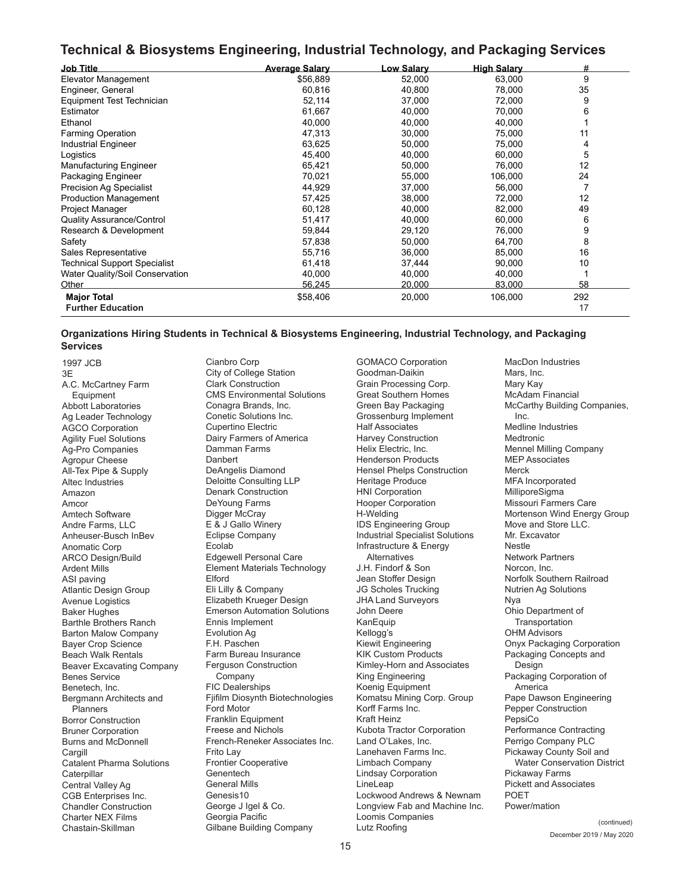## Technical & Biosystems Engineering, Industrial Technology, and Packaging Services

| Job Title | Average Salary | Low Salary | High Salary | # |
|---|---|---|---|---|
| Elevator Management | $56,889 | 52,000 | 63,000 | 9 |
| Engineer, General | 60,816 | 40,800 | 78,000 | 35 |
| Equipment Test Technician | 52,114 | 37,000 | 72,000 | 9 |
| Estimator | 61,667 | 40,000 | 70,000 | 6 |
| Ethanol | 40,000 | 40,000 | 40,000 | 1 |
| Farming Operation | 47,313 | 30,000 | 75,000 | 11 |
| Industrial Engineer | 63,625 | 50,000 | 75,000 | 4 |
| Logistics | 45,400 | 40,000 | 60,000 | 5 |
| Manufacturing Engineer | 65,421 | 50,000 | 76,000 | 12 |
| Packaging Engineer | 70,021 | 55,000 | 106,000 | 24 |
| Precision Ag Specialist | 44,929 | 37,000 | 56,000 | 7 |
| Production Management | 57,425 | 38,000 | 72,000 | 12 |
| Project Manager | 60,128 | 40,000 | 82,000 | 49 |
| Quality Assurance/Control | 51,417 | 40,000 | 60,000 | 6 |
| Research & Development | 59,844 | 29,120 | 76,000 | 9 |
| Safety | 57,838 | 50,000 | 64,700 | 8 |
| Sales Representative | 55,716 | 36,000 | 85,000 | 16 |
| Technical Support Specialist | 61,418 | 37,444 | 90,000 | 10 |
| Water Quality/Soil Conservation | 40,000 | 40,000 | 40,000 | 1 |
| Other | 56,245 | 20,000 | 83,000 | 58 |
| **Major Total** | $58,406 | 20,000 | 106,000 | 292 |
| **Further Education** | | | | 17 |

### Organizations Hiring Students in Technical & Biosystems Engineering, Industrial Technology, and Packaging Services

1997 JCB
3E
A.C. McCartney Farm Equipment
Abbott Laboratories
Ag Leader Technology
AGCO Corporation
Agility Fuel Solutions
Ag-Pro Companies
Agropur Cheese
All-Tex Pipe & Supply
Altec Industries
Amazon
Amcor
Amtech Software
Andre Farms, LLC
Anheuser-Busch InBev
Anomatic Corp
ARCO Design/Build
Ardent Mills
ASI paving
Atlantic Design Group
Avenue Logistics
Baker Hughes
Barthle Brothers Ranch
Barton Malow Company
Bayer Crop Science
Beach Walk Rentals
Beaver Excavating Company
Benes Service
Benetech, Inc.
Bergmann Architects and Planners
Borror Construction
Bruner Corporation
Burns and McDonnell
Cargill
Catalent Pharma Solutions
Caterpillar
Central Valley Ag
CGB Enterprises Inc.
Chandler Construction
Charter NEX Films
Chastain-Skillman
Cianbro Corp
City of College Station
Clark Construction
CMS Environmental Solutions
Conagra Brands, Inc.
Conetic Solutions Inc.
Cupertino Electric
Dairy Farmers of America
Damman Farms
Danbert
DeAngelis Diamond
Deloitte Consulting LLP
Denark Construction
DeYoung Farms
Digger McCray
E & J Gallo Winery
Eclipse Company
Ecolab
Edgewell Personal Care
Element Materials Technology
Elford
Eli Lilly & Company
Elizabeth Krueger Design
Emerson Automation Solutions
Ennis Implement
Evolution Ag
F.H. Paschen
Farm Bureau Insurance
Ferguson Construction Company
FIC Dealerships
Fjifilm Diosynth Biotechnologies
Ford Motor
Franklin Equipment
Freese and Nichols
French-Reneker Associates Inc.
Frito Lay
Frontier Cooperative
Genentech
General Mills
Genesis10
George J Igel & Co.
Georgia Pacific
Gilbane Building Company
GOMACO Corporation
Goodman-Daikin
Grain Processing Corp.
Great Southern Homes
Green Bay Packaging
Grossenburg Implement
Half Associates
Harvey Construction
Helix Electric, Inc.
Henderson Products
Hensel Phelps Construction
Heritage Produce
HNI Corporation
Hooper Corporation
H-Welding
IDS Engineering Group
Industrial Specialist Solutions
Infrastructure & Energy Alternatives
J.H. Findorff & Son
Jean Stoffer Design
JG Scholes Trucking
JHA Land Surveyors
John Deere
KanEquip
Kellogg's
Kiewit Engineering
KIK Custom Products
Kimley-Horn and Associates
King Engineering
Koenig Equipment
Komatsu Mining Corp. Group
Korff Farms Inc.
Kraft Heinz
Kubota Tractor Corporation
Land O'Lakes, Inc.
Lanehaven Farms Inc.
Limbach Company
Lindsay Corporation
LineLeap
Lockwood Andrews & Newnam
Longview Fab and Machine Inc.
Loomis Companies
Lutz Roofing
MacDon Industries
Mars, Inc.
Mary Kay
McAdam Financial
McCarthy Building Companies, Inc.
Medline Industries
Medtronic
Mennel Milling Company
MEP Associates
Merck
MFA Incorporated
MilliporeSigma
Missouri Farmers Care
Mortenson Wind Energy Group
Move and Store LLC.
Mr. Excavator
Nestle
Network Partners
Norcon, Inc.
Norfolk Southern Railroad
Nutrien Ag Solutions
Nya
Ohio Department of Transportation
OHM Advisors
Onyx Packaging Corporation
Packaging Concepts and Design
Packaging Corporation of America
Pape Dawson Engineering
Pepper Construction
PepsiCo
Performance Contracting
Perrigo Company PLC
Pickaway County Soil and Water Conservation District
Pickaway Farms
Pickett and Associates
POET
Power/mation

(continued)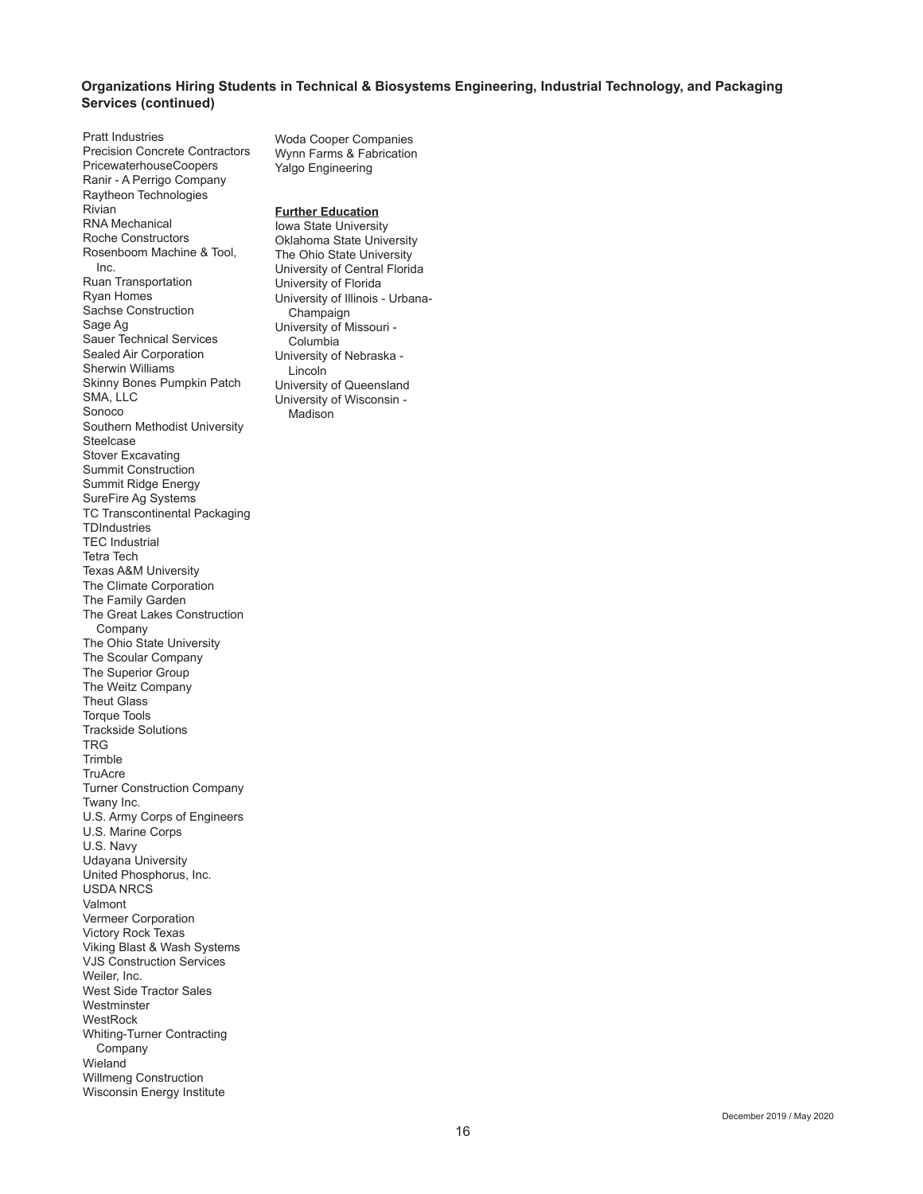**Organizations Hiring Students in Technical & Biosystems Engineering, Industrial Technology, and Packaging Services (continued)**

Pratt Industries
Precision Concrete Contractors
PricewaterhouseCoopers
Ranir - A Perrigo Company
Raytheon Technologies
Rivian
RNA Mechanical
Roche Constructors
Rosenboom Machine & Tool, Inc.
Ruan Transportation
Ryan Homes
Sachse Construction
Sage Ag
Sauer Technical Services
Sealed Air Corporation
Sherwin Williams
Skinny Bones Pumpkin Patch
SMA, LLC
Sonoco
Southern Methodist University
Steelcase
Stover Excavating
Summit Construction
Summit Ridge Energy
SureFire Ag Systems
TC Transcontinental Packaging
TDIndustries
TEC Industrial
Tetra Tech
Texas A&M University
The Climate Corporation
The Family Garden
The Great Lakes Construction Company
The Ohio State University
The Scoular Company
The Superior Group
The Weitz Company
Theut Glass
Torque Tools
Trackside Solutions
TRG
Trimble
TruAcre
Turner Construction Company
Twany Inc.
U.S. Army Corps of Engineers
U.S. Marine Corps
U.S. Navy
Udayana University
United Phosphorus, Inc.
USDA NRCS
Valmont
Vermeer Corporation
Victory Rock Texas
Viking Blast & Wash Systems
VJS Construction Services
Weiler, Inc.
West Side Tractor Sales
Westminster
WestRock
Whiting-Turner Contracting Company
Wieland
Willmeng Construction
Wisconsin Energy Institute
Woda Cooper Companies
Wynn Farms & Fabrication
Yalgo Engineering

**Further Education**

Iowa State University
Oklahoma State University
The Ohio State University
University of Central Florida
University of Florida
University of Illinois - Urbana-Champaign
University of Missouri - Columbia
University of Nebraska - Lincoln
University of Queensland
University of Wisconsin - Madison

December 2019 / May 2020